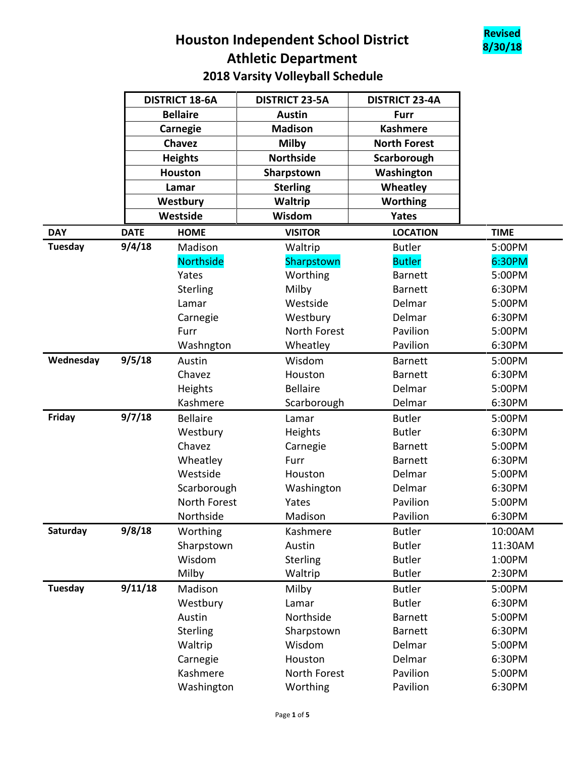# Houston Independent School District
# Athletic Department
## 2018 Varsity Volleyball Schedule

**Revised 8/30/18**

| DISTRICT 18-6A | DISTRICT 23-5A | DISTRICT 23-4A |
|---|---|---|
| Bellaire | Austin | Furr |
| Carnegie | Madison | Kashmere |
| Chavez | Milby | North Forest |
| Heights | Northside | Scarborough |
| Houston | Sharpstown | Washington |
| Lamar | Sterling | Wheatley |
| Westbury | Waltrip | Worthing |
| Westside | Wisdom | Yates |

| DAY | DATE | HOME | VISITOR | LOCATION | TIME |
|---|---|---|---|---|---|
| Tuesday | 9/4/18 | Madison | Waltrip | Butler | 5:00PM |
| | | Northside | Sharpstown | Butler | 6:30PM |
| | | Yates | Worthing | Barnett | 5:00PM |
| | | Sterling | Milby | Barnett | 6:30PM |
| | | Lamar | Westside | Delmar | 5:00PM |
| | | Carnegie | Westbury | Delmar | 6:30PM |
| | | Furr | North Forest | Pavilion | 5:00PM |
| | | Washngton | Wheatley | Pavilion | 6:30PM |
| Wednesday | 9/5/18 | Austin | Wisdom | Barnett | 5:00PM |
| | | Chavez | Houston | Barnett | 6:30PM |
| | | Heights | Bellaire | Delmar | 5:00PM |
| | | Kashmere | Scarborough | Delmar | 6:30PM |
| Friday | 9/7/18 | Bellaire | Lamar | Butler | 5:00PM |
| | | Westbury | Heights | Butler | 6:30PM |
| | | Chavez | Carnegie | Barnett | 5:00PM |
| | | Wheatley | Furr | Barnett | 6:30PM |
| | | Westside | Houston | Delmar | 5:00PM |
| | | Scarborough | Washington | Delmar | 6:30PM |
| | | North Forest | Yates | Pavilion | 5:00PM |
| | | Northside | Madison | Pavilion | 6:30PM |
| Saturday | 9/8/18 | Worthing | Kashmere | Butler | 10:00AM |
| | | Sharpstown | Austin | Butler | 11:30AM |
| | | Wisdom | Sterling | Butler | 1:00PM |
| | | Milby | Waltrip | Butler | 2:30PM |
| Tuesday | 9/11/18 | Madison | Milby | Butler | 5:00PM |
| | | Westbury | Lamar | Butler | 6:30PM |
| | | Austin | Northside | Barnett | 5:00PM |
| | | Sterling | Sharpstown | Barnett | 6:30PM |
| | | Waltrip | Wisdom | Delmar | 5:00PM |
| | | Carnegie | Houston | Delmar | 6:30PM |
| | | Kashmere | North Forest | Pavilion | 5:00PM |
| | | Washington | Worthing | Pavilion | 6:30PM |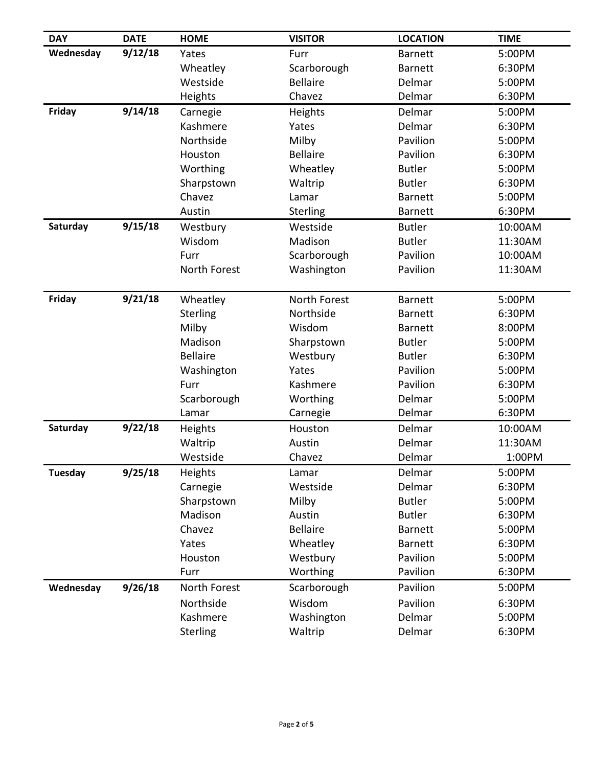| DAY | DATE | HOME | VISITOR | LOCATION | TIME |
|---|---|---|---|---|---|
| **Wednesday** | **9/12/18** | Yates | Furr | Barnett | 5:00PM |
| | | Wheatley | Scarborough | Barnett | 6:30PM |
| | | Westside | Bellaire | Delmar | 5:00PM |
| | | Heights | Chavez | Delmar | 6:30PM |
| **Friday** | **9/14/18** | Carnegie | Heights | Delmar | 5:00PM |
| | | Kashmere | Yates | Delmar | 6:30PM |
| | | Northside | Milby | Pavilion | 5:00PM |
| | | Houston | Bellaire | Pavilion | 6:30PM |
| | | Worthing | Wheatley | Butler | 5:00PM |
| | | Sharpstown | Waltrip | Butler | 6:30PM |
| | | Chavez | Lamar | Barnett | 5:00PM |
| | | Austin | Sterling | Barnett | 6:30PM |
| **Saturday** | **9/15/18** | Westbury | Westside | Butler | 10:00AM |
| | | Wisdom | Madison | Butler | 11:30AM |
| | | Furr | Scarborough | Pavilion | 10:00AM |
| | | North Forest | Washington | Pavilion | 11:30AM |
| **Friday** | **9/21/18** | Wheatley | North Forest | Barnett | 5:00PM |
| | | Sterling | Northside | Barnett | 6:30PM |
| | | Milby | Wisdom | Barnett | 8:00PM |
| | | Madison | Sharpstown | Butler | 5:00PM |
| | | Bellaire | Westbury | Butler | 6:30PM |
| | | Washington | Yates | Pavilion | 5:00PM |
| | | Furr | Kashmere | Pavilion | 6:30PM |
| | | Scarborough | Worthing | Delmar | 5:00PM |
| | | Lamar | Carnegie | Delmar | 6:30PM |
| **Saturday** | **9/22/18** | Heights | Houston | Delmar | 10:00AM |
| | | Waltrip | Austin | Delmar | 11:30AM |
| | | Westside | Chavez | Delmar | 1:00PM |
| **Tuesday** | **9/25/18** | Heights | Lamar | Delmar | 5:00PM |
| | | Carnegie | Westside | Delmar | 6:30PM |
| | | Sharpstown | Milby | Butler | 5:00PM |
| | | Madison | Austin | Butler | 6:30PM |
| | | Chavez | Bellaire | Barnett | 5:00PM |
| | | Yates | Wheatley | Barnett | 6:30PM |
| | | Houston | Westbury | Pavilion | 5:00PM |
| | | Furr | Worthing | Pavilion | 6:30PM |
| **Wednesday** | **9/26/18** | North Forest | Scarborough | Pavilion | 5:00PM |
| | | Northside | Wisdom | Pavilion | 6:30PM |
| | | Kashmere | Washington | Delmar | 5:00PM |
| | | Sterling | Waltrip | Delmar | 6:30PM |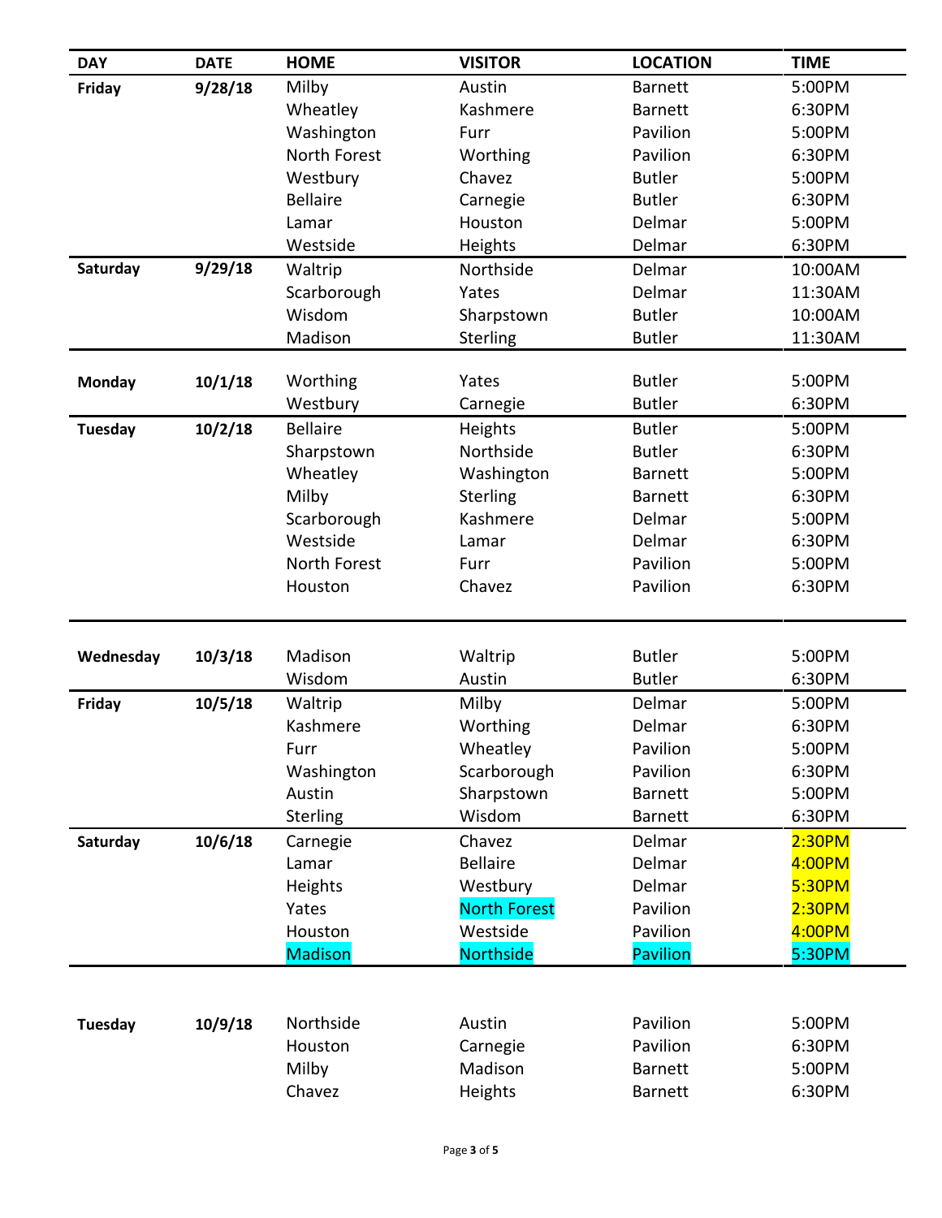| DAY | DATE | HOME | VISITOR | LOCATION | TIME |
|---|---|---|---|---|---|
| **Friday** | **9/28/18** | Milby | Austin | Barnett | 5:00PM |
| | | Wheatley | Kashmere | Barnett | 6:30PM |
| | | Washington | Furr | Pavilion | 5:00PM |
| | | North Forest | Worthing | Pavilion | 6:30PM |
| | | Westbury | Chavez | Butler | 5:00PM |
| | | Bellaire | Carnegie | Butler | 6:30PM |
| | | Lamar | Houston | Delmar | 5:00PM |
| | | Westside | Heights | Delmar | 6:30PM |
| **Saturday** | **9/29/18** | Waltrip | Northside | Delmar | 10:00AM |
| | | Scarborough | Yates | Delmar | 11:30AM |
| | | Wisdom | Sharpstown | Butler | 10:00AM |
| | | Madison | Sterling | Butler | 11:30AM |
| **Monday** | **10/1/18** | Worthing | Yates | Butler | 5:00PM |
| | | Westbury | Carnegie | Butler | 6:30PM |
| **Tuesday** | **10/2/18** | Bellaire | Heights | Butler | 5:00PM |
| | | Sharpstown | Northside | Butler | 6:30PM |
| | | Wheatley | Washington | Barnett | 5:00PM |
| | | Milby | Sterling | Barnett | 6:30PM |
| | | Scarborough | Kashmere | Delmar | 5:00PM |
| | | Westside | Lamar | Delmar | 6:30PM |
| | | North Forest | Furr | Pavilion | 5:00PM |
| | | Houston | Chavez | Pavilion | 6:30PM |
| **Wednesday** | **10/3/18** | Madison | Waltrip | Butler | 5:00PM |
| | | Wisdom | Austin | Butler | 6:30PM |
| **Friday** | **10/5/18** | Waltrip | Milby | Delmar | 5:00PM |
| | | Kashmere | Worthing | Delmar | 6:30PM |
| | | Furr | Wheatley | Pavilion | 5:00PM |
| | | Washington | Scarborough | Pavilion | 6:30PM |
| | | Austin | Sharpstown | Barnett | 5:00PM |
| | | Sterling | Wisdom | Barnett | 6:30PM |
| **Saturday** | **10/6/18** | Carnegie | Chavez | Delmar | 2:30PM |
| | | Lamar | Bellaire | Delmar | 4:00PM |
| | | Heights | Westbury | Delmar | 5:30PM |
| | | Yates | North Forest | Pavilion | 2:30PM |
| | | Houston | Westside | Pavilion | 4:00PM |
| | | Madison | Northside | Pavilion | 5:30PM |
| **Tuesday** | **10/9/18** | Northside | Austin | Pavilion | 5:00PM |
| | | Houston | Carnegie | Pavilion | 6:30PM |
| | | Milby | Madison | Barnett | 5:00PM |
| | | Chavez | Heights | Barnett | 6:30PM |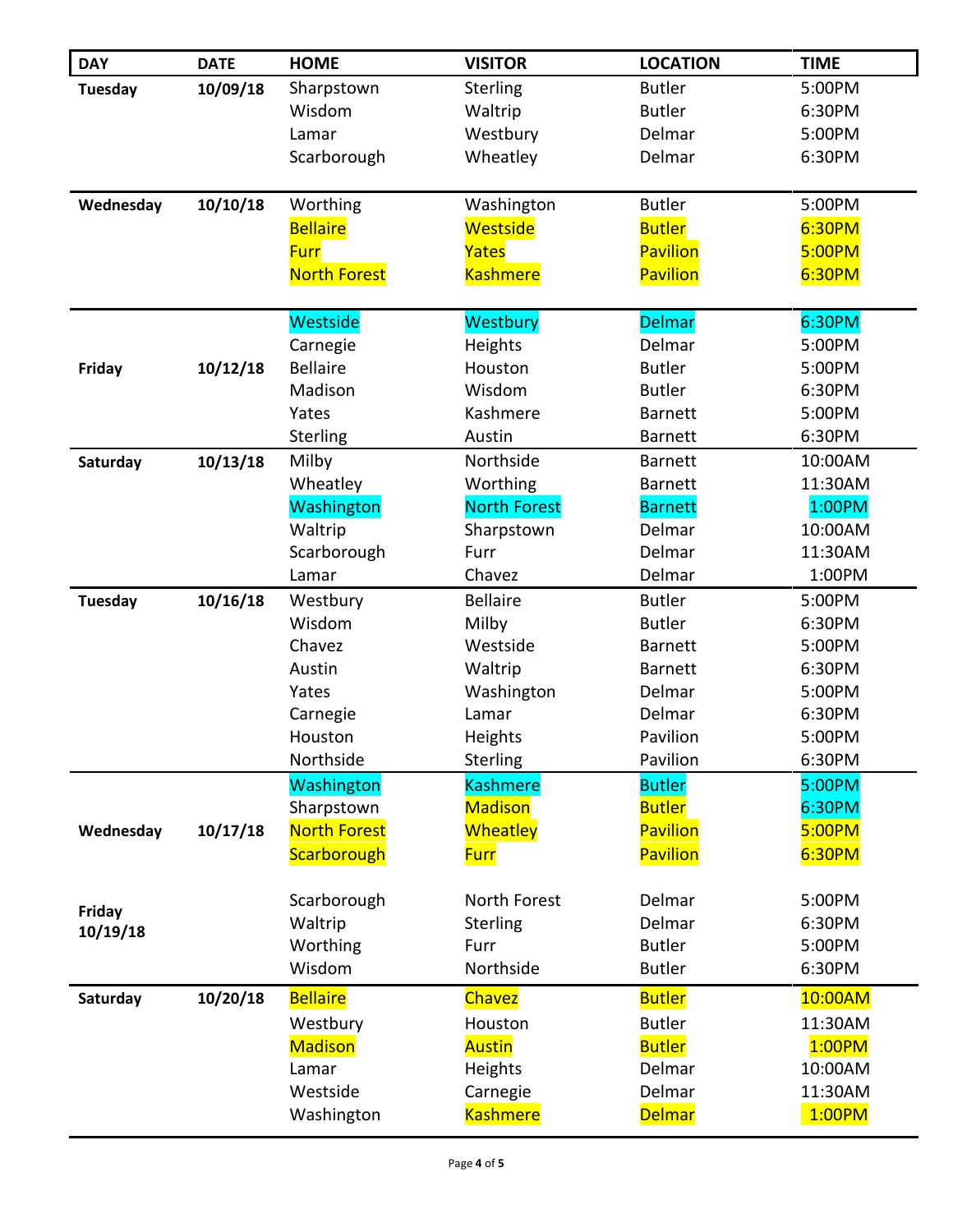| DAY | DATE | HOME | VISITOR | LOCATION | TIME |
|---|---|---|---|---|---|
| Tuesday | 10/09/18 | Sharpstown | Sterling | Butler | 5:00PM |
| | | Wisdom | Waltrip | Butler | 6:30PM |
| | | Lamar | Westbury | Delmar | 5:00PM |
| | | Scarborough | Wheatley | Delmar | 6:30PM |
| Wednesday | 10/10/18 | Worthing | Washington | Butler | 5:00PM |
| | | Bellaire | Westside | Butler | 6:30PM |
| | | Furr | Yates | Pavilion | 5:00PM |
| | | North Forest | Kashmere | Pavilion | 6:30PM |
| Friday | 10/12/18 | Westside | Westbury | Delmar | 6:30PM |
| | | Carnegie | Heights | Delmar | 5:00PM |
| | | Bellaire | Houston | Butler | 5:00PM |
| | | Madison | Wisdom | Butler | 6:30PM |
| | | Yates | Kashmere | Barnett | 5:00PM |
| | | Sterling | Austin | Barnett | 6:30PM |
| Saturday | 10/13/18 | Milby | Northside | Barnett | 10:00AM |
| | | Wheatley | Worthing | Barnett | 11:30AM |
| | | Washington | North Forest | Barnett | 1:00PM |
| | | Waltrip | Sharpstown | Delmar | 10:00AM |
| | | Scarborough | Furr | Delmar | 11:30AM |
| | | Lamar | Chavez | Delmar | 1:00PM |
| Tuesday | 10/16/18 | Westbury | Bellaire | Butler | 5:00PM |
| | | Wisdom | Milby | Butler | 6:30PM |
| | | Chavez | Westside | Barnett | 5:00PM |
| | | Austin | Waltrip | Barnett | 6:30PM |
| | | Yates | Washington | Delmar | 5:00PM |
| | | Carnegie | Lamar | Delmar | 6:30PM |
| | | Houston | Heights | Pavilion | 5:00PM |
| | | Northside | Sterling | Pavilion | 6:30PM |
| Wednesday | 10/17/18 | Washington | Kashmere | Butler | 5:00PM |
| | | Sharpstown | Madison | Butler | 6:30PM |
| | | North Forest | Wheatley | Pavilion | 5:00PM |
| | | Scarborough | Furr | Pavilion | 6:30PM |
| Friday 10/19/18 | | Scarborough | North Forest | Delmar | 5:00PM |
| | | Waltrip | Sterling | Delmar | 6:30PM |
| | | Worthing | Furr | Butler | 5:00PM |
| | | Wisdom | Northside | Butler | 6:30PM |
| Saturday | 10/20/18 | Bellaire | Chavez | Butler | 10:00AM |
| | | Westbury | Houston | Butler | 11:30AM |
| | | Madison | Austin | Butler | 1:00PM |
| | | Lamar | Heights | Delmar | 10:00AM |
| | | Westside | Carnegie | Delmar | 11:30AM |
| | | Washington | Kashmere | Delmar | 1:00PM |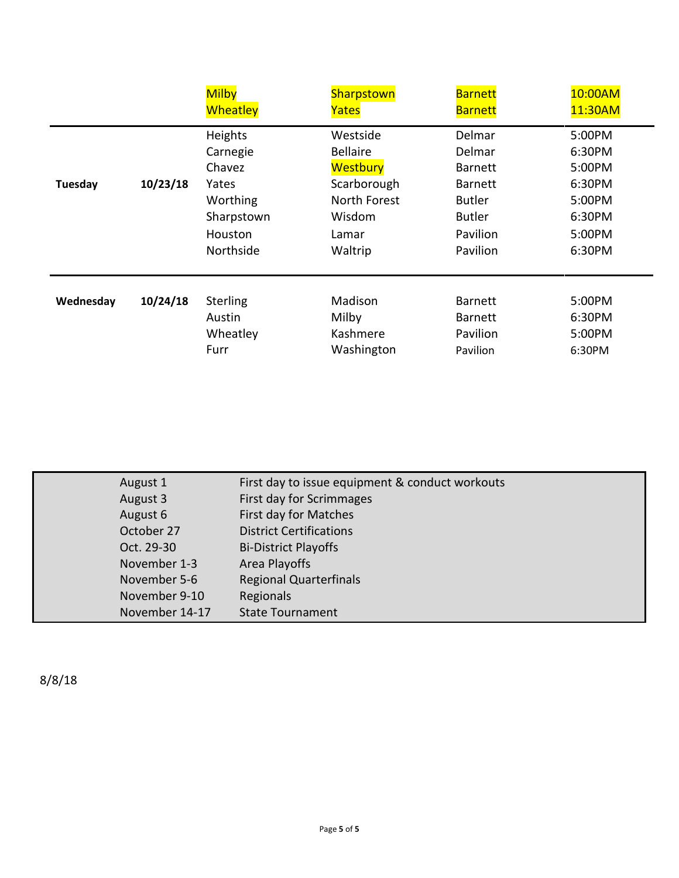| | | | | | |
|---|---|---|---|---|---|
| | | Milby | Sharpstown | Barnett | 10:00AM |
| | | Wheatley | Yates | Barnett | 11:30AM |
| **Tuesday** | **10/23/18** | Heights | Westside | Delmar | 5:00PM |
| | | Carnegie | Bellaire | Delmar | 6:30PM |
| | | Chavez | Westbury | Barnett | 5:00PM |
| | | Yates | Scarborough | Barnett | 6:30PM |
| | | Worthing | North Forest | Butler | 5:00PM |
| | | Sharpstown | Wisdom | Butler | 6:30PM |
| | | Houston | Lamar | Pavilion | 5:00PM |
| | | Northside | Waltrip | Pavilion | 6:30PM |
| **Wednesday** | **10/24/18** | Sterling | Madison | Barnett | 5:00PM |
| | | Austin | Milby | Barnett | 6:30PM |
| | | Wheatley | Kashmere | Pavilion | 5:00PM |
| | | Furr | Washington | Pavilion | 6:30PM |

| | |
|---|---|
| August 1 | First day to issue equipment & conduct workouts |
| August 3 | First day for Scrimmages |
| August 6 | First day for Matches |
| October 27 | District Certifications |
| Oct. 29-30 | Bi-District Playoffs |
| November 1-3 | Area Playoffs |
| November 5-6 | Regional Quarterfinals |
| November 9-10 | Regionals |
| November 14-17 | State Tournament |

8/8/18